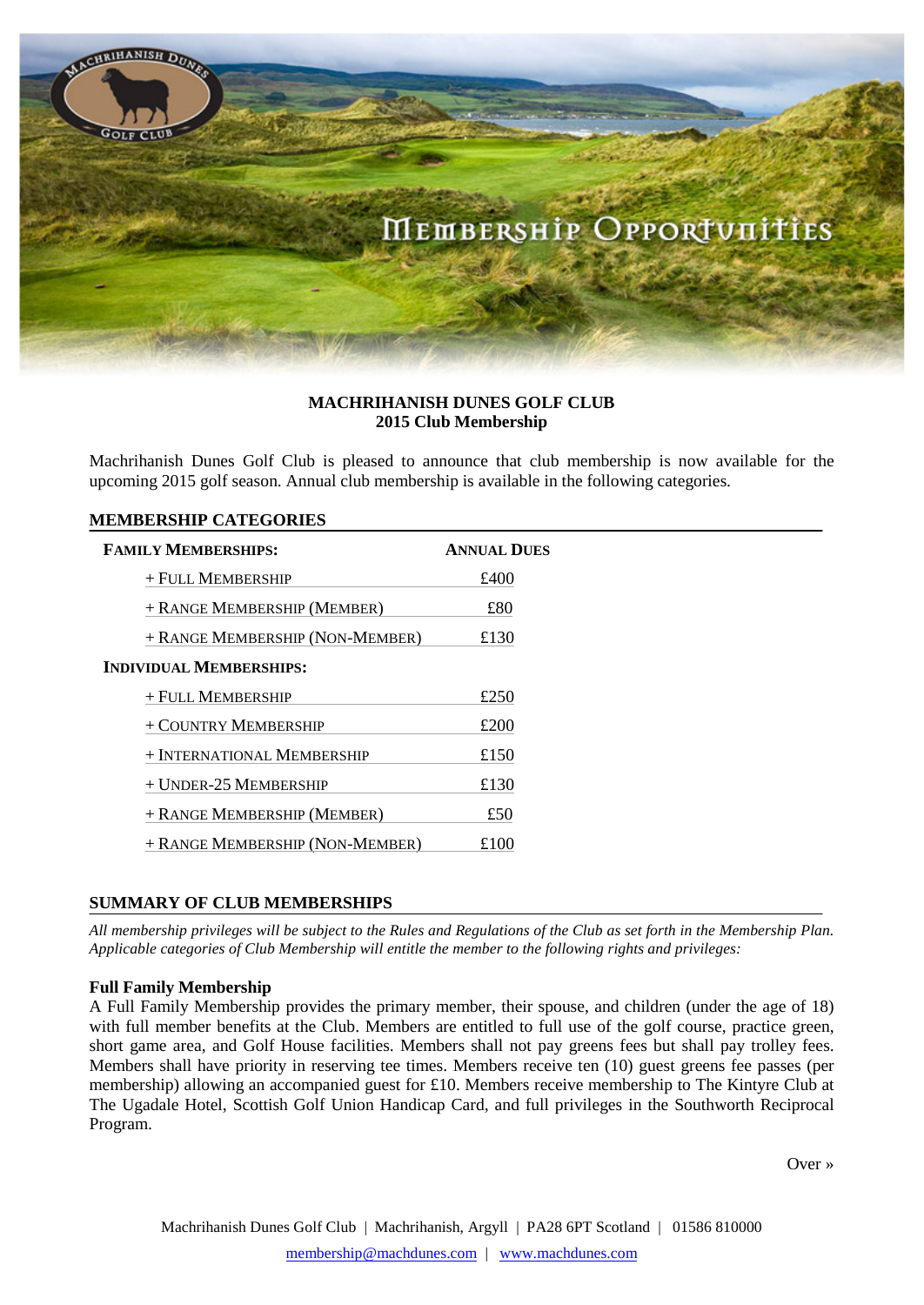# Membership Opportunities

**MACHRIHANISH DUNES GOLF CLUB**
**2015 Club Membership**

Machrihanish Dunes Golf Club is pleased to announce that club membership is now available for the upcoming 2015 golf season. Annual club membership is available in the following categories.

## MEMBERSHIP CATEGORIES

| Family Memberships: | Annual Dues |
|---|---|
| + Full Membership | £400 |
| + Range Membership (Member) | £80 |
| + Range Membership (Non-Member) | £130 |
| **Individual Memberships:** | |
| + Full Membership | £250 |
| + Country Membership | £200 |
| + International Membership | £150 |
| + Under-25 Membership | £130 |
| + Range Membership (Member) | £50 |
| + Range Membership (Non-Member) | £100 |

## SUMMARY OF CLUB MEMBERSHIPS

*All membership privileges will be subject to the Rules and Regulations of the Club as set forth in the Membership Plan. Applicable categories of Club Membership will entitle the member to the following rights and privileges:*

**Full Family Membership**
A Full Family Membership provides the primary member, their spouse, and children (under the age of 18) with full member benefits at the Club. Members are entitled to full use of the golf course, practice green, short game area, and Golf House facilities. Members shall not pay greens fees but shall pay trolley fees. Members shall have priority in reserving tee times. Members receive ten (10) guest greens fee passes (per membership) allowing an accompanied guest for £10. Members receive membership to The Kintyre Club at The Ugadale Hotel, Scottish Golf Union Handicap Card, and full privileges in the Southworth Reciprocal Program.

Over »

Machrihanish Dunes Golf Club | Machrihanish, Argyll | PA28 6PT Scotland | 01586 810000
membership@machdunes.com | www.machdunes.com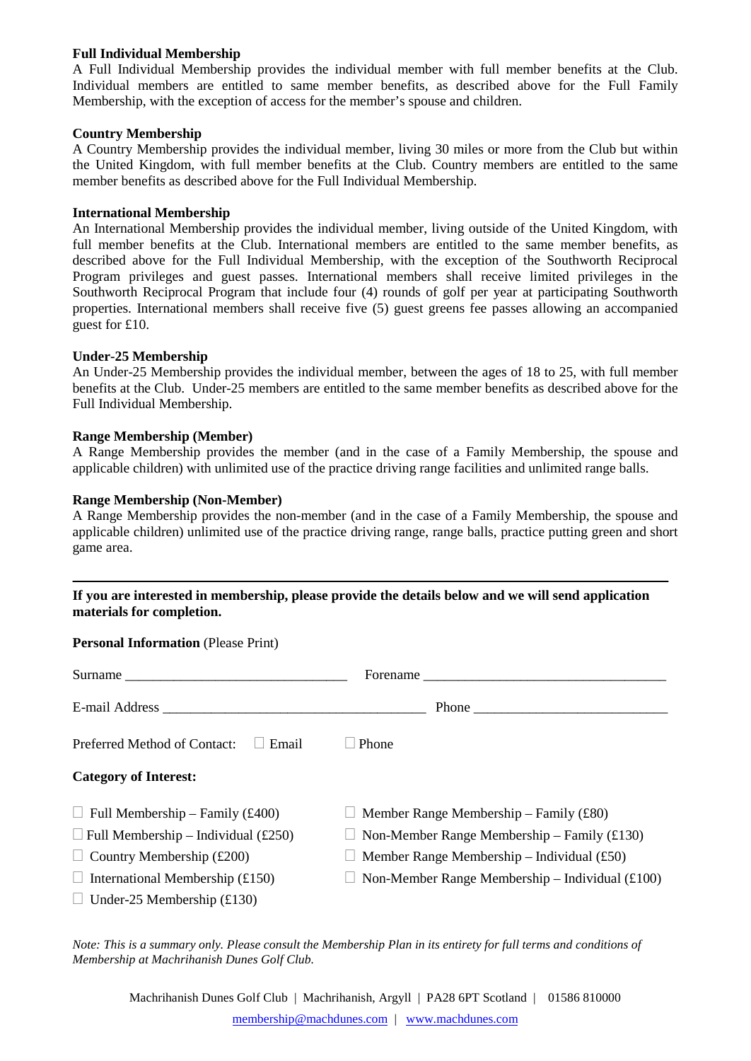**Full Individual Membership**

A Full Individual Membership provides the individual member with full member benefits at the Club. Individual members are entitled to same member benefits, as described above for the Full Family Membership, with the exception of access for the member's spouse and children.

**Country Membership**

A Country Membership provides the individual member, living 30 miles or more from the Club but within the United Kingdom, with full member benefits at the Club. Country members are entitled to the same member benefits as described above for the Full Individual Membership.

**International Membership**

An International Membership provides the individual member, living outside of the United Kingdom, with full member benefits at the Club. International members are entitled to the same member benefits, as described above for the Full Individual Membership, with the exception of the Southworth Reciprocal Program privileges and guest passes. International members shall receive limited privileges in the Southworth Reciprocal Program that include four (4) rounds of golf per year at participating Southworth properties. International members shall receive five (5) guest greens fee passes allowing an accompanied guest for £10.

**Under-25 Membership**

An Under-25 Membership provides the individual member, between the ages of 18 to 25, with full member benefits at the Club. Under-25 members are entitled to the same member benefits as described above for the Full Individual Membership.

**Range Membership (Member)**

A Range Membership provides the member (and in the case of a Family Membership, the spouse and applicable children) with unlimited use of the practice driving range facilities and unlimited range balls.

**Range Membership (Non-Member)**

A Range Membership provides the non-member (and in the case of a Family Membership, the spouse and applicable children) unlimited use of the practice driving range, range balls, practice putting green and short game area.

---

**If you are interested in membership, please provide the details below and we will send application materials for completion.**

**Personal Information** (Please Print)

Surname ________________________________ Forename ___________________________________

E-mail Address ______________________________________ Phone ____________________________

Preferred Method of Contact: ☐ Email ☐ Phone

**Category of Interest:**

- ☐ Full Membership – Family (£400)
- ☐ Full Membership – Individual (£250)
- ☐ Country Membership (£200)
- ☐ International Membership (£150)
- ☐ Under-25 Membership (£130)
- ☐ Member Range Membership – Family (£80)
- ☐ Non-Member Range Membership – Family (£130)
- ☐ Member Range Membership – Individual (£50)
- ☐ Non-Member Range Membership – Individual (£100)

*Note: This is a summary only. Please consult the Membership Plan in its entirety for full terms and conditions of Membership at Machrihanish Dunes Golf Club.*

Machrihanish Dunes Golf Club | Machrihanish, Argyll | PA28 6PT Scotland | 01586 810000

membership@machdunes.com | www.machdunes.com